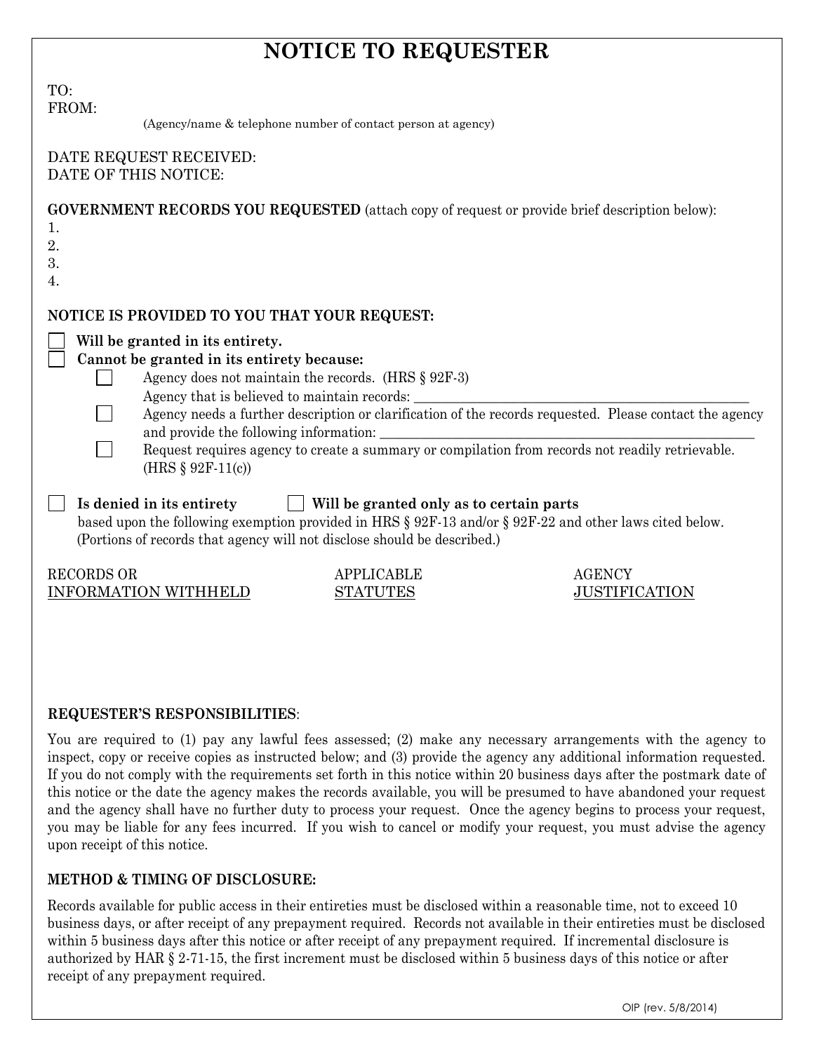# NOTICE TO REQUESTER

TO:
FROM:
(Agency/name & telephone number of contact person at agency)

DATE REQUEST RECEIVED:
DATE OF THIS NOTICE:

**GOVERNMENT RECORDS YOU REQUESTED** (attach copy of request or provide brief description below):

1.
2.
3.
4.

**NOTICE IS PROVIDED TO YOU THAT YOUR REQUEST:**

☐ **Will be granted in its entirety.**

☐ **Cannot be granted in its entirety because:**

- ☐ Agency does not maintain the records. (HRS § 92F-3)
  Agency that is believed to maintain records: ________________________________________________
- ☐ Agency needs a further description or clarification of the records requested. Please contact the agency and provide the following information: ____________________________________________________
- ☐ Request requires agency to create a summary or compilation from records not readily retrievable. (HRS § 92F-11(c))

☐ **Is denied in its entirety** ☐ **Will be granted only as to certain parts**
based upon the following exemption provided in HRS § 92F-13 and/or § 92F-22 and other laws cited below. (Portions of records that agency will not disclose should be described.)

| RECORDS OR INFORMATION WITHHELD | APPLICABLE STATUTES | AGENCY JUSTIFICATION |
|---|---|---|
| | | |

**REQUESTER'S RESPONSIBILITIES**:

You are required to (1) pay any lawful fees assessed; (2) make any necessary arrangements with the agency to inspect, copy or receive copies as instructed below; and (3) provide the agency any additional information requested. If you do not comply with the requirements set forth in this notice within 20 business days after the postmark date of this notice or the date the agency makes the records available, you will be presumed to have abandoned your request and the agency shall have no further duty to process your request. Once the agency begins to process your request, you may be liable for any fees incurred. If you wish to cancel or modify your request, you must advise the agency upon receipt of this notice.

**METHOD & TIMING OF DISCLOSURE:**

Records available for public access in their entireties must be disclosed within a reasonable time, not to exceed 10 business days, or after receipt of any prepayment required. Records not available in their entireties must be disclosed within 5 business days after this notice or after receipt of any prepayment required. If incremental disclosure is authorized by HAR § 2-71-15, the first increment must be disclosed within 5 business days of this notice or after receipt of any prepayment required.

OIP (rev. 5/8/2014)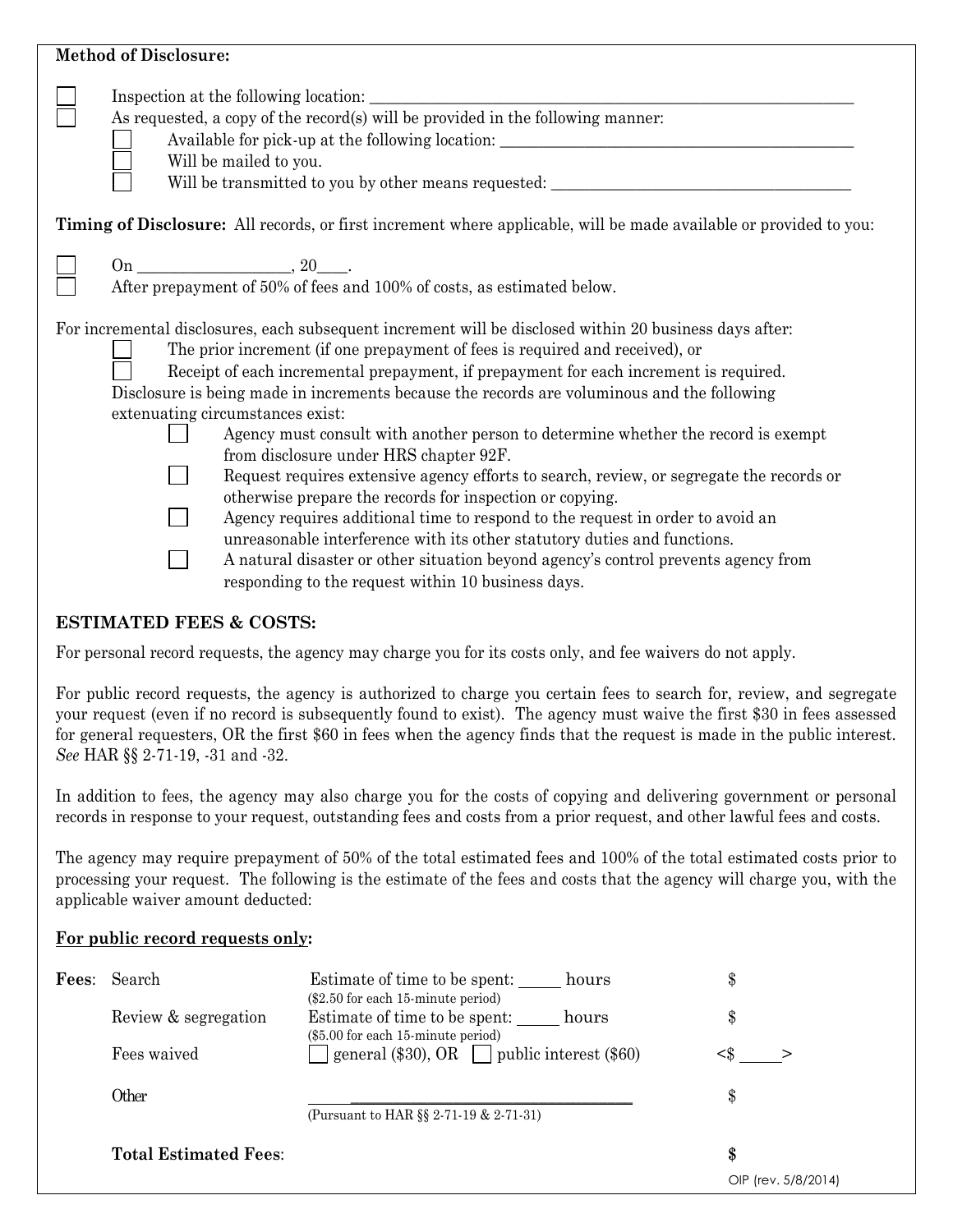**Method of Disclosure:**

- ☐ Inspection at the following location: ______________________________________________
- ☐ As requested, a copy of the record(s) will be provided in the following manner:
  - ☐ Available for pick-up at the following location: ______________________________
  - ☐ Will be mailed to you.
  - ☐ Will be transmitted to you by other means requested: ___________________________

**Timing of Disclosure:** All records, or first increment where applicable, will be made available or provided to you:

- ☐ On __________________, 20____.
- ☐ After prepayment of 50% of fees and 100% of costs, as estimated below.

For incremental disclosures, each subsequent increment will be disclosed within 20 business days after:

- ☐ The prior increment (if one prepayment of fees is required and received), or
- ☐ Receipt of each incremental prepayment, if prepayment for each increment is required.

Disclosure is being made in increments because the records are voluminous and the following extenuating circumstances exist:

- ☐ Agency must consult with another person to determine whether the record is exempt from disclosure under HRS chapter 92F.
- ☐ Request requires extensive agency efforts to search, review, or segregate the records or otherwise prepare the records for inspection or copying.
- ☐ Agency requires additional time to respond to the request in order to avoid an unreasonable interference with its other statutory duties and functions.
- ☐ A natural disaster or other situation beyond agency's control prevents agency from responding to the request within 10 business days.

## ESTIMATED FEES & COSTS:

For personal record requests, the agency may charge you for its costs only, and fee waivers do not apply.

For public record requests, the agency is authorized to charge you certain fees to search for, review, and segregate your request (even if no record is subsequently found to exist). The agency must waive the first $30 in fees assessed for general requesters, OR the first $60 in fees when the agency finds that the request is made in the public interest. *See* HAR §§ 2-71-19, -31 and -32.

In addition to fees, the agency may also charge you for the costs of copying and delivering government or personal records in response to your request, outstanding fees and costs from a prior request, and other lawful fees and costs.

The agency may require prepayment of 50% of the total estimated fees and 100% of the total estimated costs prior to processing your request. The following is the estimate of the fees and costs that the agency will charge you, with the applicable waiver amount deducted:

**For public record requests only:**

| | | | |
|---|---|---|---|
| **Fees**: | Search | Estimate of time to be spent: _____ hours<br>($2.50 for each 15-minute period) | $ |
| | Review & segregation | Estimate of time to be spent: _____ hours<br>($5.00 for each 15-minute period) | $ |
| | Fees waived | ☐ general ($30), OR ☐ public interest ($60) | <$ _____> |
| | Other | ______________________________<br>(Pursuant to HAR §§ 2-71-19 & 2-71-31) | $ |
| | **Total Estimated Fees**: | | **$** |

OIP (rev. 5/8/2014)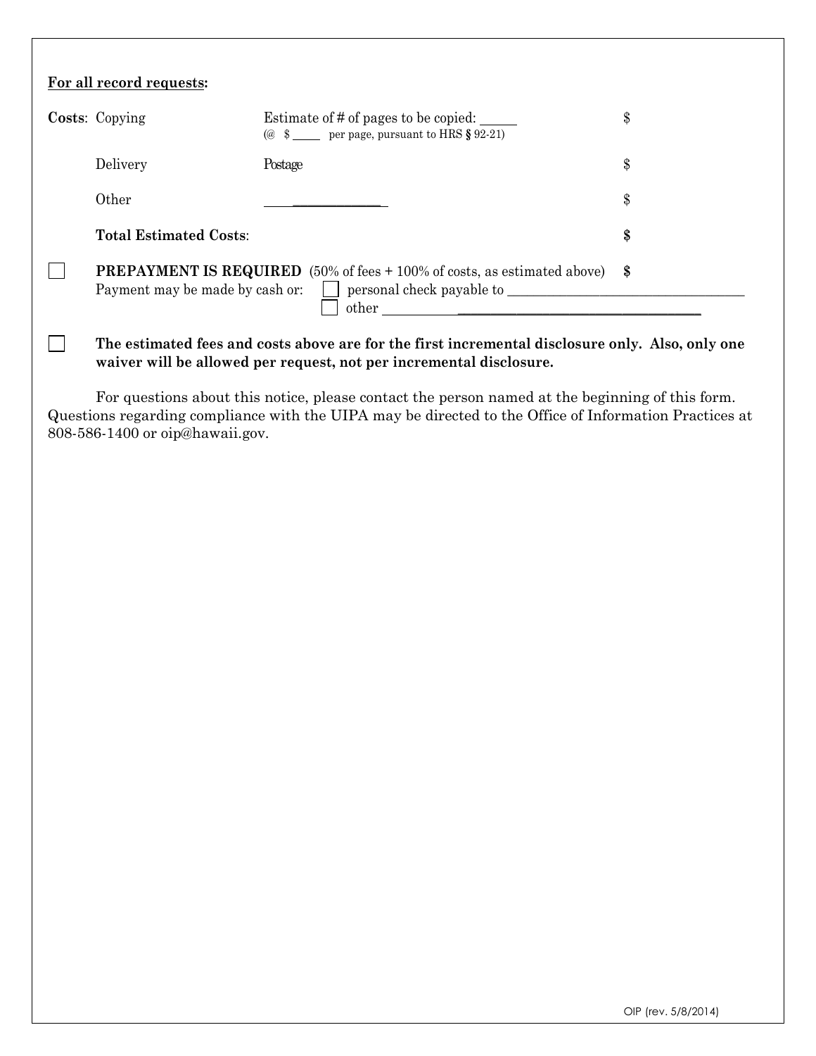**For all record requests:**

| | | | |
|---|---|---|---|
| **Costs**: Copying | Estimate of # of pages to be copied: _____ (@ $ _____ per page, pursuant to HRS § 92-21) | $ |
| Delivery | Postage | $ |
| Other | _______________ | $ |
| **Total Estimated Costs**: | | **$** |

☐ **PREPAYMENT IS REQUIRED** (50% of fees + 100% of costs, as estimated above) **$**
Payment may be made by cash or: ☐ personal check payable to ___________________________________
☐ other ___________________________________________________

☐ **The estimated fees and costs above are for the first incremental disclosure only. Also, only one waiver will be allowed per request, not per incremental disclosure.**

For questions about this notice, please contact the person named at the beginning of this form. Questions regarding compliance with the UIPA may be directed to the Office of Information Practices at 808-586-1400 or oip@hawaii.gov.

OIP (rev. 5/8/2014)